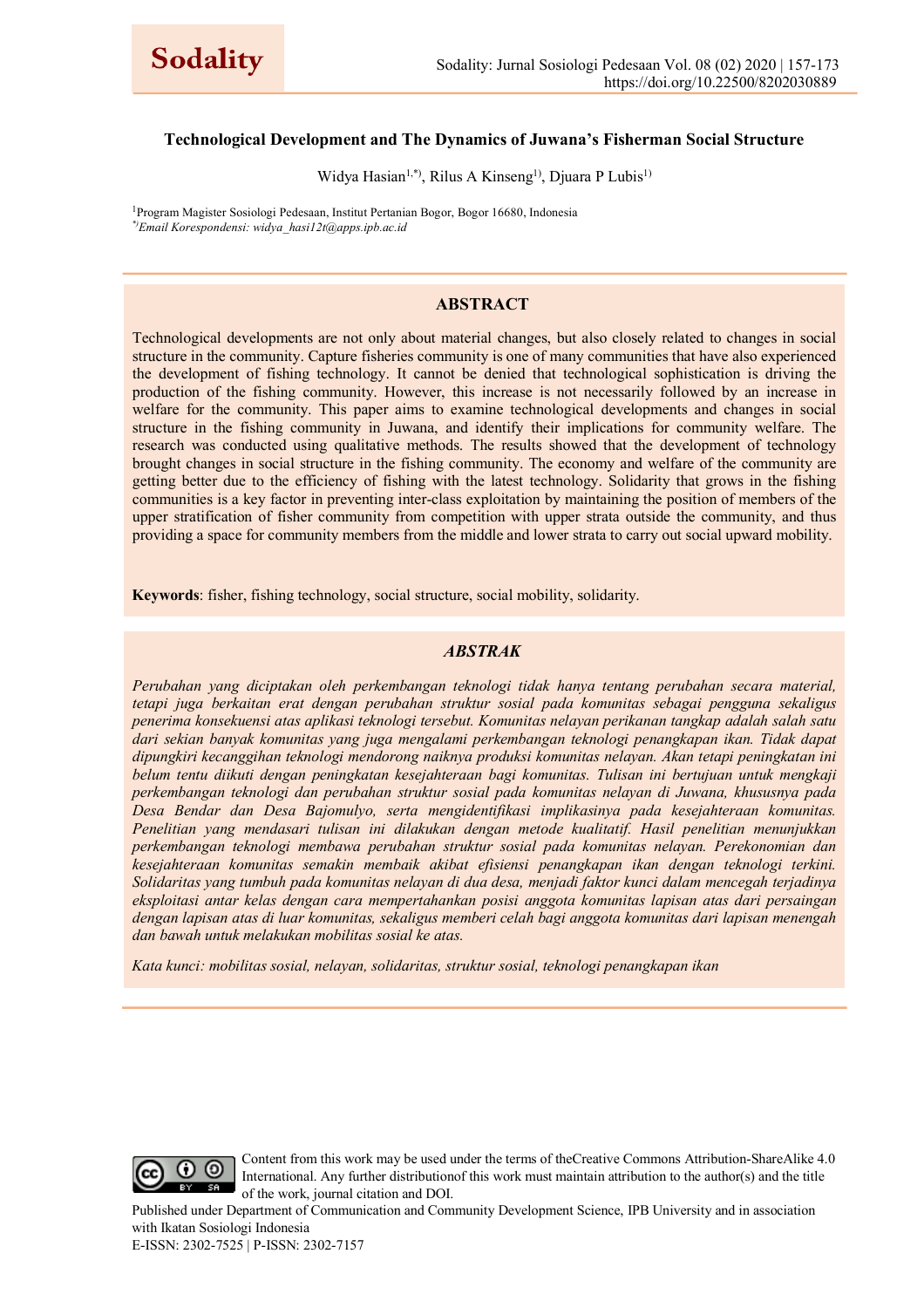# Technological Development and The Dynamics of Juwana's Fisherman Social Structure

Widya Hasian[1,*)], Rilus A Kinseng[1)], Djuara P Lubis[1)]

[1]Program Magister Sosiologi Pedesaan, Institut Pertanian Bogor, Bogor 16680, Indonesia
[*)]*Email Korespondensi: widya_hasi12t@apps.ipb.ac.id*

## ABSTRACT

Technological developments are not only about material changes, but also closely related to changes in social structure in the community. Capture fisheries community is one of many communities that have also experienced the development of fishing technology. It cannot be denied that technological sophistication is driving the production of the fishing community. However, this increase is not necessarily followed by an increase in welfare for the community. This paper aims to examine technological developments and changes in social structure in the fishing community in Juwana, and identify their implications for community welfare. The research was conducted using qualitative methods. The results showed that the development of technology brought changes in social structure in the fishing community. The economy and welfare of the community are getting better due to the efficiency of fishing with the latest technology. Solidarity that grows in the fishing communities is a key factor in preventing inter-class exploitation by maintaining the position of members of the upper stratification of fisher community from competition with upper strata outside the community, and thus providing a space for community members from the middle and lower strata to carry out social upward mobility.

**Keywords**: fisher, fishing technology, social structure, social mobility, solidarity.

## *ABSTRAK*

*Perubahan yang diciptakan oleh perkembangan teknologi tidak hanya tentang perubahan secara material, tetapi juga berkaitan erat dengan perubahan struktur sosial pada komunitas sebagai pengguna sekaligus penerima konsekuensi atas aplikasi teknologi tersebut. Komunitas nelayan perikanan tangkap adalah salah satu dari sekian banyak komunitas yang juga mengalami perkembangan teknologi penangkapan ikan. Tidak dapat dipungkiri kecanggihan teknologi mendorong naiknya produksi komunitas nelayan. Akan tetapi peningkatan ini belum tentu diikuti dengan peningkatan kesejahteraan bagi komunitas. Tulisan ini bertujuan untuk mengkaji perkembangan teknologi dan perubahan struktur sosial pada komunitas nelayan di Juwana, khususnya pada Desa Bendar dan Desa Bajomulyo, serta mengidentifikasi implikasinya pada kesejahteraan komunitas. Penelitian yang mendasari tulisan ini dilakukan dengan metode kualitatif. Hasil penelitian menunjukkan perkembangan teknologi membawa perubahan struktur sosial pada komunitas nelayan. Perekonomian dan kesejahteraan komunitas semakin membaik akibat efisiensi penangkapan ikan dengan teknologi terkini. Solidaritas yang tumbuh pada komunitas nelayan di dua desa, menjadi faktor kunci dalam mencegah terjadinya eksploitasi antar kelas dengan cara mempertahankan posisi anggota komunitas lapisan atas dari persaingan dengan lapisan atas di luar komunitas, sekaligus memberi celah bagi anggota komunitas dari lapisan menengah dan bawah untuk melakukan mobilitas sosial ke atas.*

*Kata kunci: mobilitas sosial, nelayan, solidaritas, struktur sosial, teknologi penangkapan ikan*

Content from this work may be used under the terms of theCreative Commons Attribution-ShareAlike 4.0 International. Any further distributionof this work must maintain attribution to the author(s) and the title of the work, journal citation and DOI.

Published under Department of Communication and Community Development Science, IPB University and in association with Ikatan Sosiologi Indonesia

E-ISSN: 2302-7525 | P-ISSN: 2302-7157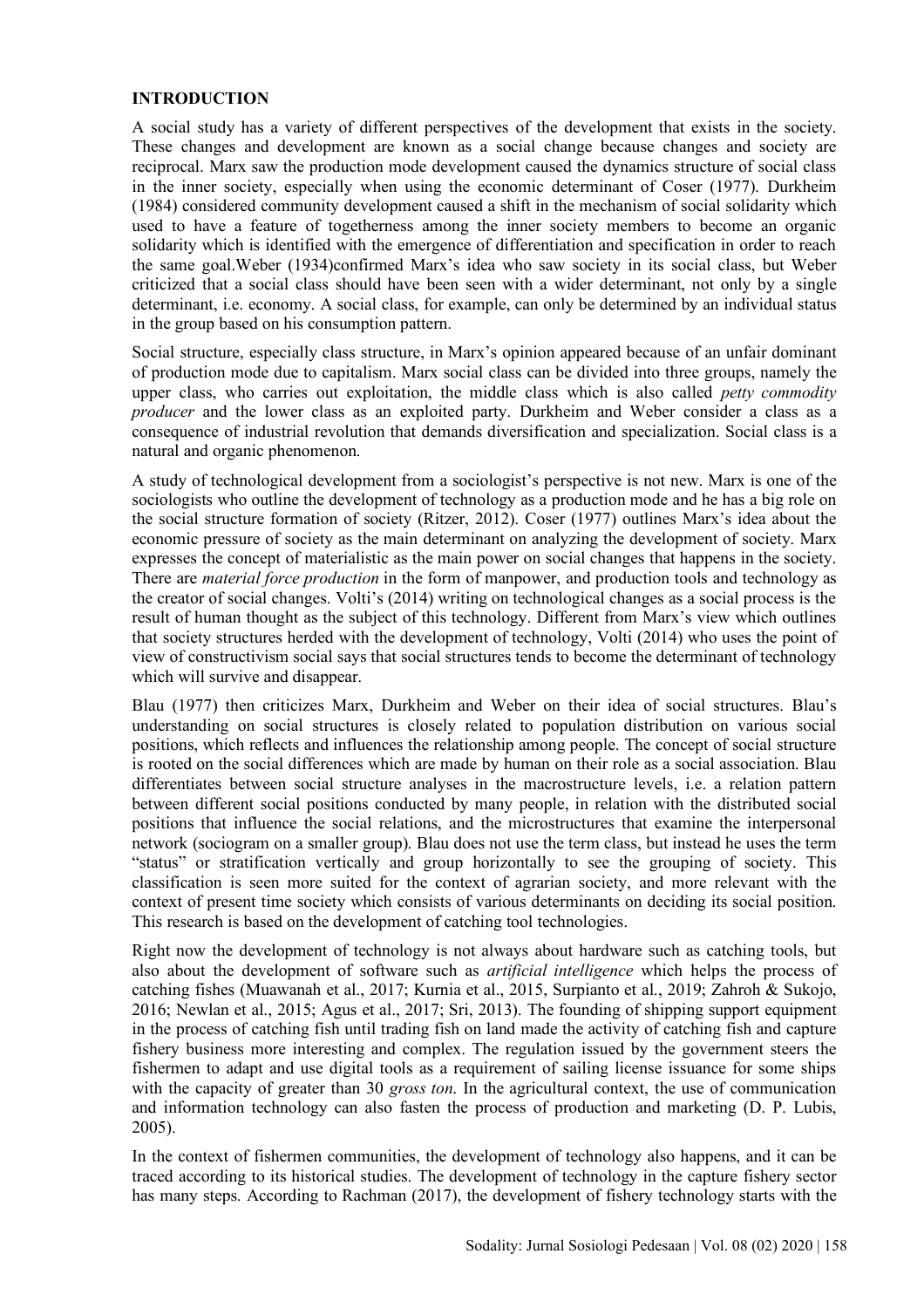## INTRODUCTION

A social study has a variety of different perspectives of the development that exists in the society. These changes and development are known as a social change because changes and society are reciprocal. Marx saw the production mode development caused the dynamics structure of social class in the inner society, especially when using the economic determinant of Coser (1977). Durkheim (1984) considered community development caused a shift in the mechanism of social solidarity which used to have a feature of togetherness among the inner society members to become an organic solidarity which is identified with the emergence of differentiation and specification in order to reach the same goal.Weber (1934)confirmed Marx's idea who saw society in its social class, but Weber criticized that a social class should have been seen with a wider determinant, not only by a single determinant, i.e. economy. A social class, for example, can only be determined by an individual status in the group based on his consumption pattern.

Social structure, especially class structure, in Marx's opinion appeared because of an unfair dominant of production mode due to capitalism. Marx social class can be divided into three groups, namely the upper class, who carries out exploitation, the middle class which is also called *petty commodity producer* and the lower class as an exploited party. Durkheim and Weber consider a class as a consequence of industrial revolution that demands diversification and specialization. Social class is a natural and organic phenomenon.

A study of technological development from a sociologist's perspective is not new. Marx is one of the sociologists who outline the development of technology as a production mode and he has a big role on the social structure formation of society (Ritzer, 2012). Coser (1977) outlines Marx's idea about the economic pressure of society as the main determinant on analyzing the development of society. Marx expresses the concept of materialistic as the main power on social changes that happens in the society. There are *material force production* in the form of manpower, and production tools and technology as the creator of social changes. Volti's (2014) writing on technological changes as a social process is the result of human thought as the subject of this technology. Different from Marx's view which outlines that society structures herded with the development of technology, Volti (2014) who uses the point of view of constructivism social says that social structures tends to become the determinant of technology which will survive and disappear.

Blau (1977) then criticizes Marx, Durkheim and Weber on their idea of social structures. Blau's understanding on social structures is closely related to population distribution on various social positions, which reflects and influences the relationship among people. The concept of social structure is rooted on the social differences which are made by human on their role as a social association. Blau differentiates between social structure analyses in the macrostructure levels, i.e. a relation pattern between different social positions conducted by many people, in relation with the distributed social positions that influence the social relations, and the microstructures that examine the interpersonal network (sociogram on a smaller group). Blau does not use the term class, but instead he uses the term "status" or stratification vertically and group horizontally to see the grouping of society. This classification is seen more suited for the context of agrarian society, and more relevant with the context of present time society which consists of various determinants on deciding its social position. This research is based on the development of catching tool technologies.

Right now the development of technology is not always about hardware such as catching tools, but also about the development of software such as *artificial intelligence* which helps the process of catching fishes (Muawanah et al., 2017; Kurnia et al., 2015, Surpianto et al., 2019; Zahroh & Sukojo, 2016; Newlan et al., 2015; Agus et al., 2017; Sri, 2013). The founding of shipping support equipment in the process of catching fish until trading fish on land made the activity of catching fish and capture fishery business more interesting and complex. The regulation issued by the government steers the fishermen to adapt and use digital tools as a requirement of sailing license issuance for some ships with the capacity of greater than 30 *gross ton.* In the agricultural context, the use of communication and information technology can also fasten the process of production and marketing (D. P. Lubis, 2005).

In the context of fishermen communities, the development of technology also happens, and it can be traced according to its historical studies. The development of technology in the capture fishery sector has many steps. According to Rachman (2017), the development of fishery technology starts with the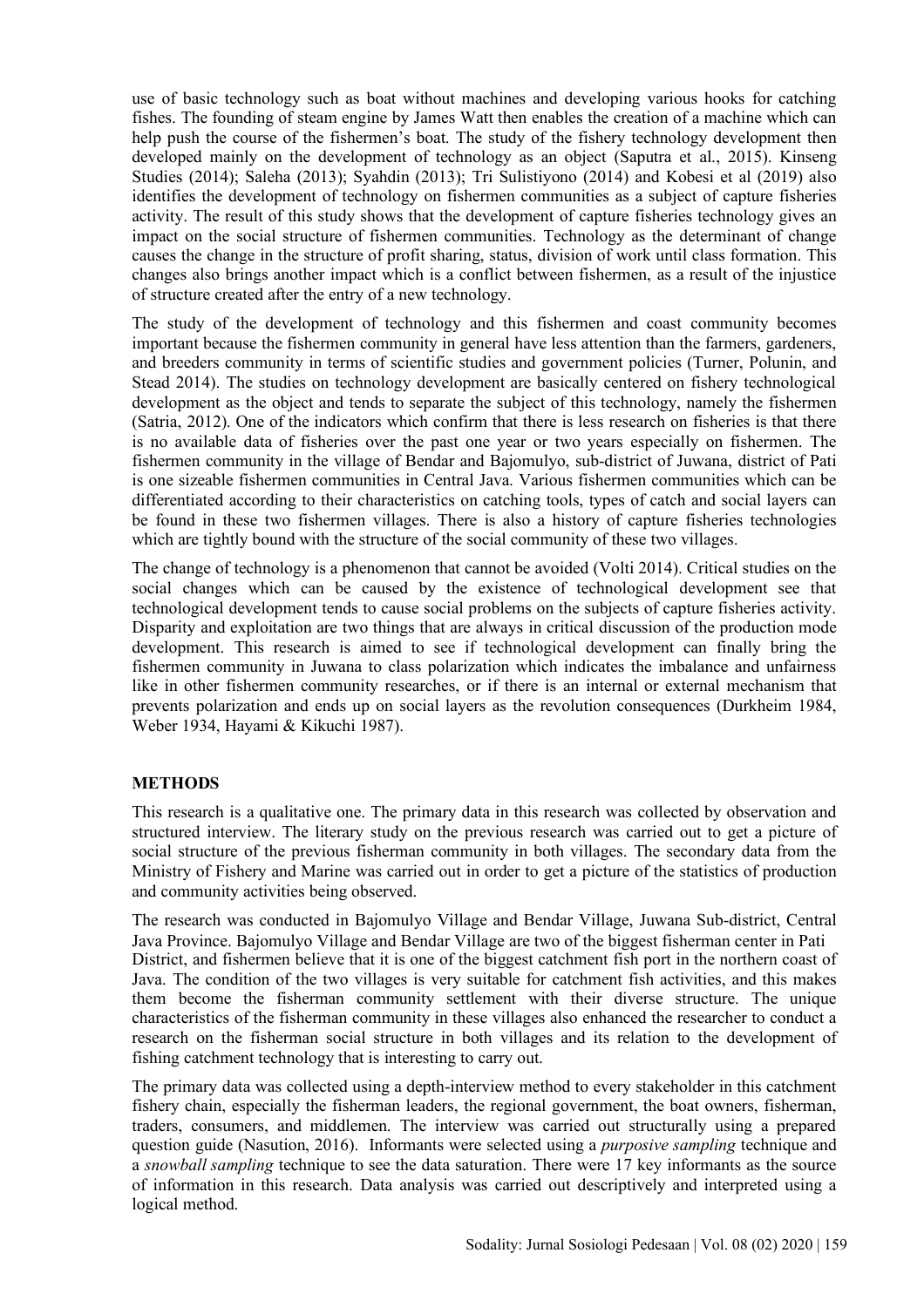use of basic technology such as boat without machines and developing various hooks for catching fishes. The founding of steam engine by James Watt then enables the creation of a machine which can help push the course of the fishermen's boat. The study of the fishery technology development then developed mainly on the development of technology as an object (Saputra et al., 2015). Kinseng Studies (2014); Saleha (2013); Syahdin (2013); Tri Sulistiyono (2014) and Kobesi et al (2019) also identifies the development of technology on fishermen communities as a subject of capture fisheries activity. The result of this study shows that the development of capture fisheries technology gives an impact on the social structure of fishermen communities. Technology as the determinant of change causes the change in the structure of profit sharing, status, division of work until class formation. This changes also brings another impact which is a conflict between fishermen, as a result of the injustice of structure created after the entry of a new technology.

The study of the development of technology and this fishermen and coast community becomes important because the fishermen community in general have less attention than the farmers, gardeners, and breeders community in terms of scientific studies and government policies (Turner, Polunin, and Stead 2014). The studies on technology development are basically centered on fishery technological development as the object and tends to separate the subject of this technology, namely the fishermen (Satria, 2012). One of the indicators which confirm that there is less research on fisheries is that there is no available data of fisheries over the past one year or two years especially on fishermen. The fishermen community in the village of Bendar and Bajomulyo, sub-district of Juwana, district of Pati is one sizeable fishermen communities in Central Java. Various fishermen communities which can be differentiated according to their characteristics on catching tools, types of catch and social layers can be found in these two fishermen villages. There is also a history of capture fisheries technologies which are tightly bound with the structure of the social community of these two villages.

The change of technology is a phenomenon that cannot be avoided (Volti 2014). Critical studies on the social changes which can be caused by the existence of technological development see that technological development tends to cause social problems on the subjects of capture fisheries activity. Disparity and exploitation are two things that are always in critical discussion of the production mode development. This research is aimed to see if technological development can finally bring the fishermen community in Juwana to class polarization which indicates the imbalance and unfairness like in other fishermen community researches, or if there is an internal or external mechanism that prevents polarization and ends up on social layers as the revolution consequences (Durkheim 1984, Weber 1934, Hayami & Kikuchi 1987).

## METHODS

This research is a qualitative one. The primary data in this research was collected by observation and structured interview. The literary study on the previous research was carried out to get a picture of social structure of the previous fisherman community in both villages. The secondary data from the Ministry of Fishery and Marine was carried out in order to get a picture of the statistics of production and community activities being observed.

The research was conducted in Bajomulyo Village and Bendar Village, Juwana Sub-district, Central Java Province. Bajomulyo Village and Bendar Village are two of the biggest fisherman center in Pati District, and fishermen believe that it is one of the biggest catchment fish port in the northern coast of Java. The condition of the two villages is very suitable for catchment fish activities, and this makes them become the fisherman community settlement with their diverse structure. The unique characteristics of the fisherman community in these villages also enhanced the researcher to conduct a research on the fisherman social structure in both villages and its relation to the development of fishing catchment technology that is interesting to carry out.

The primary data was collected using a depth-interview method to every stakeholder in this catchment fishery chain, especially the fisherman leaders, the regional government, the boat owners, fisherman, traders, consumers, and middlemen. The interview was carried out structurally using a prepared question guide (Nasution, 2016). Informants were selected using a *purposive sampling* technique and a *snowball sampling* technique to see the data saturation. There were 17 key informants as the source of information in this research. Data analysis was carried out descriptively and interpreted using a logical method.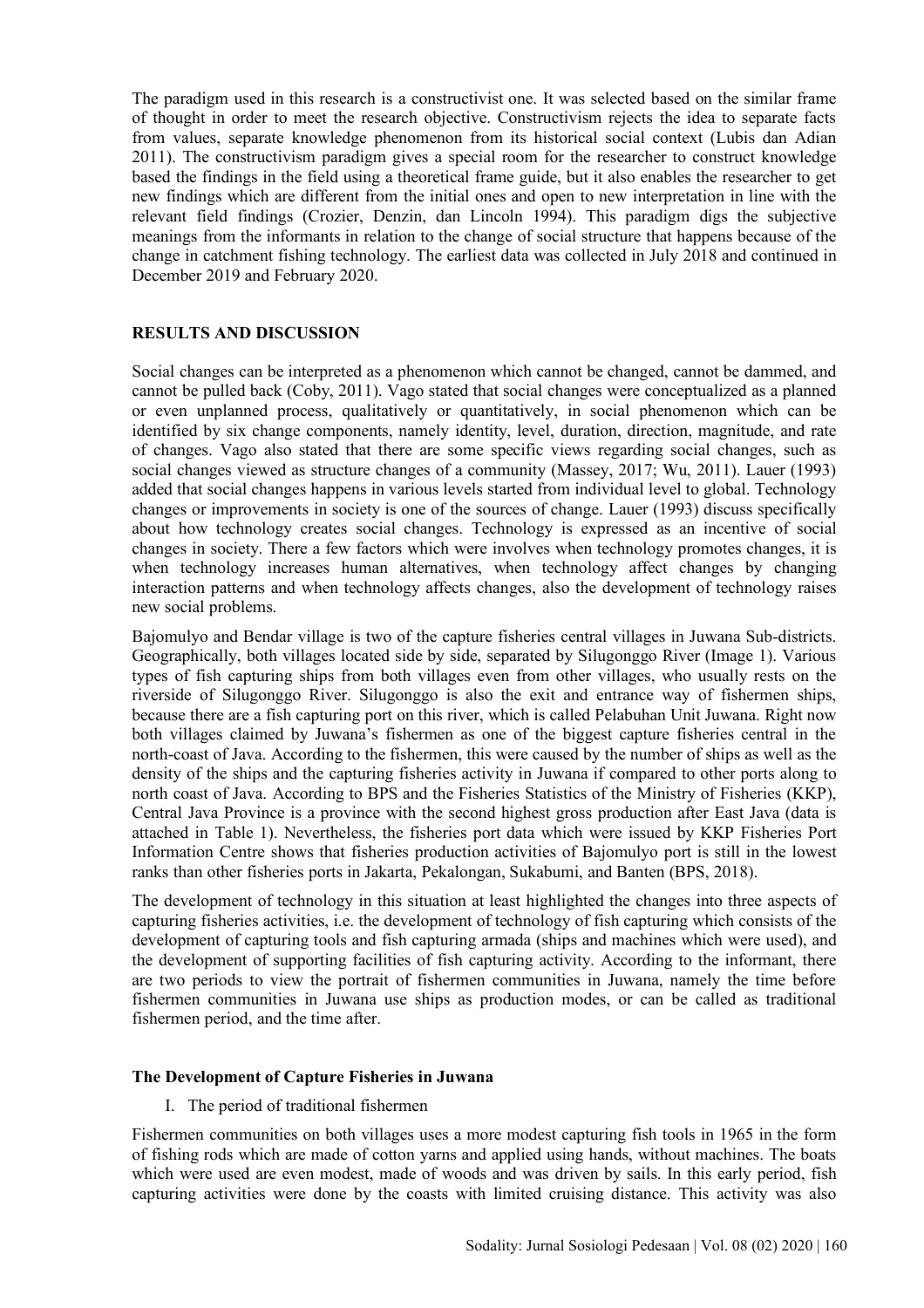The paradigm used in this research is a constructivist one. It was selected based on the similar frame of thought in order to meet the research objective. Constructivism rejects the idea to separate facts from values, separate knowledge phenomenon from its historical social context (Lubis dan Adian 2011). The constructivism paradigm gives a special room for the researcher to construct knowledge based the findings in the field using a theoretical frame guide, but it also enables the researcher to get new findings which are different from the initial ones and open to new interpretation in line with the relevant field findings (Crozier, Denzin, dan Lincoln 1994). This paradigm digs the subjective meanings from the informants in relation to the change of social structure that happens because of the change in catchment fishing technology. The earliest data was collected in July 2018 and continued in December 2019 and February 2020.

## RESULTS AND DISCUSSION

Social changes can be interpreted as a phenomenon which cannot be changed, cannot be dammed, and cannot be pulled back (Coby, 2011). Vago stated that social changes were conceptualized as a planned or even unplanned process, qualitatively or quantitatively, in social phenomenon which can be identified by six change components, namely identity, level, duration, direction, magnitude, and rate of changes. Vago also stated that there are some specific views regarding social changes, such as social changes viewed as structure changes of a community (Massey, 2017; Wu, 2011). Lauer (1993) added that social changes happens in various levels started from individual level to global. Technology changes or improvements in society is one of the sources of change. Lauer (1993) discuss specifically about how technology creates social changes. Technology is expressed as an incentive of social changes in society. There a few factors which were involves when technology promotes changes, it is when technology increases human alternatives, when technology affect changes by changing interaction patterns and when technology affects changes, also the development of technology raises new social problems.

Bajomulyo and Bendar village is two of the capture fisheries central villages in Juwana Sub-districts. Geographically, both villages located side by side, separated by Silugonggo River (Image 1). Various types of fish capturing ships from both villages even from other villages, who usually rests on the riverside of Silugonggo River. Silugonggo is also the exit and entrance way of fishermen ships, because there are a fish capturing port on this river, which is called Pelabuhan Unit Juwana. Right now both villages claimed by Juwana's fishermen as one of the biggest capture fisheries central in the north-coast of Java. According to the fishermen, this were caused by the number of ships as well as the density of the ships and the capturing fisheries activity in Juwana if compared to other ports along to north coast of Java. According to BPS and the Fisheries Statistics of the Ministry of Fisheries (KKP), Central Java Province is a province with the second highest gross production after East Java (data is attached in Table 1). Nevertheless, the fisheries port data which were issued by KKP Fisheries Port Information Centre shows that fisheries production activities of Bajomulyo port is still in the lowest ranks than other fisheries ports in Jakarta, Pekalongan, Sukabumi, and Banten (BPS, 2018).

The development of technology in this situation at least highlighted the changes into three aspects of capturing fisheries activities, i.e. the development of technology of fish capturing which consists of the development of capturing tools and fish capturing armada (ships and machines which were used), and the development of supporting facilities of fish capturing activity. According to the informant, there are two periods to view the portrait of fishermen communities in Juwana, namely the time before fishermen communities in Juwana use ships as production modes, or can be called as traditional fishermen period, and the time after.

### The Development of Capture Fisheries in Juwana

I. The period of traditional fishermen

Fishermen communities on both villages uses a more modest capturing fish tools in 1965 in the form of fishing rods which are made of cotton yarns and applied using hands, without machines. The boats which were used are even modest, made of woods and was driven by sails. In this early period, fish capturing activities were done by the coasts with limited cruising distance. This activity was also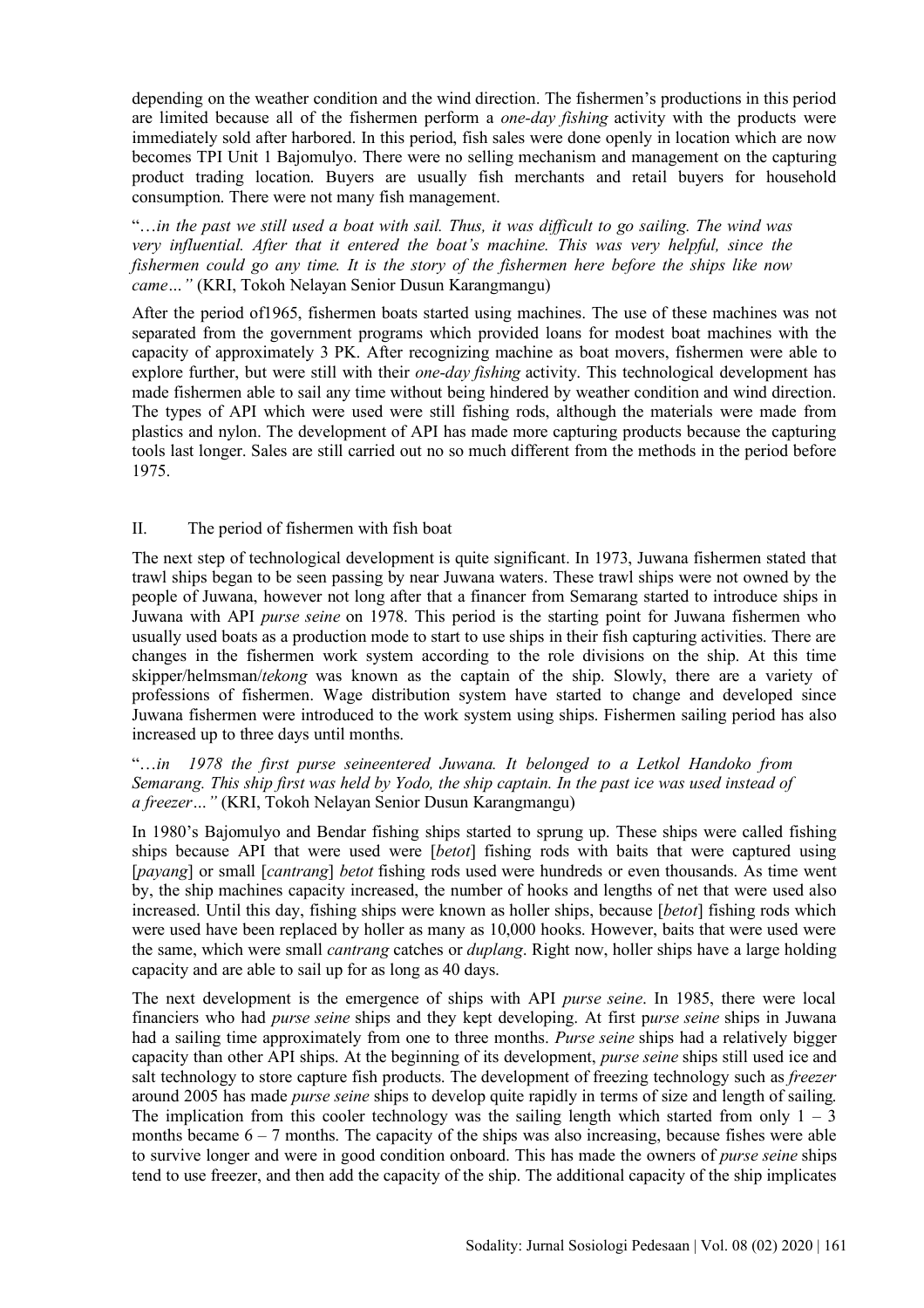depending on the weather condition and the wind direction. The fishermen's productions in this period are limited because all of the fishermen perform a *one-day fishing* activity with the products were immediately sold after harbored. In this period, fish sales were done openly in location which are now becomes TPI Unit 1 Bajomulyo. There were no selling mechanism and management on the capturing product trading location. Buyers are usually fish merchants and retail buyers for household consumption. There were not many fish management.

"*…in the past we still used a boat with sail. Thus, it was difficult to go sailing. The wind was very influential. After that it entered the boat's machine. This was very helpful, since the fishermen could go any time. It is the story of the fishermen here before the ships like now came…"* (KRI, Tokoh Nelayan Senior Dusun Karangmangu)

After the period of1965, fishermen boats started using machines. The use of these machines was not separated from the government programs which provided loans for modest boat machines with the capacity of approximately 3 PK. After recognizing machine as boat movers, fishermen were able to explore further, but were still with their *one-day fishing* activity. This technological development has made fishermen able to sail any time without being hindered by weather condition and wind direction. The types of API which were used were still fishing rods, although the materials were made from plastics and nylon. The development of API has made more capturing products because the capturing tools last longer. Sales are still carried out no so much different from the methods in the period before 1975.

## II. The period of fishermen with fish boat

The next step of technological development is quite significant. In 1973, Juwana fishermen stated that trawl ships began to be seen passing by near Juwana waters. These trawl ships were not owned by the people of Juwana, however not long after that a financer from Semarang started to introduce ships in Juwana with API *purse seine* on 1978. This period is the starting point for Juwana fishermen who usually used boats as a production mode to start to use ships in their fish capturing activities. There are changes in the fishermen work system according to the role divisions on the ship. At this time skipper/helmsman/*tekong* was known as the captain of the ship. Slowly, there are a variety of professions of fishermen. Wage distribution system have started to change and developed since Juwana fishermen were introduced to the work system using ships. Fishermen sailing period has also increased up to three days until months.

"*…in 1978 the first purse seineentered Juwana. It belonged to a Letkol Handoko from Semarang. This ship first was held by Yodo, the ship captain. In the past ice was used instead of a freezer…"* (KRI, Tokoh Nelayan Senior Dusun Karangmangu)

In 1980's Bajomulyo and Bendar fishing ships started to sprung up. These ships were called fishing ships because API that were used were [*betot*] fishing rods with baits that were captured using [*payang*] or small [*cantrang*] *betot* fishing rods used were hundreds or even thousands. As time went by, the ship machines capacity increased, the number of hooks and lengths of net that were used also increased. Until this day, fishing ships were known as holler ships, because [*betot*] fishing rods which were used have been replaced by holler as many as 10,000 hooks. However, baits that were used were the same, which were small *cantrang* catches or *duplang*. Right now, holler ships have a large holding capacity and are able to sail up for as long as 40 days.

The next development is the emergence of ships with API *purse seine*. In 1985, there were local financiers who had *purse seine* ships and they kept developing. At first p*urse seine* ships in Juwana had a sailing time approximately from one to three months. *Purse seine* ships had a relatively bigger capacity than other API ships. At the beginning of its development, *purse seine* ships still used ice and salt technology to store capture fish products. The development of freezing technology such as *freezer* around 2005 has made *purse seine* ships to develop quite rapidly in terms of size and length of sailing. The implication from this cooler technology was the sailing length which started from only 1 – 3 months became 6 – 7 months. The capacity of the ships was also increasing, because fishes were able to survive longer and were in good condition onboard. This has made the owners of *purse seine* ships tend to use freezer, and then add the capacity of the ship. The additional capacity of the ship implicates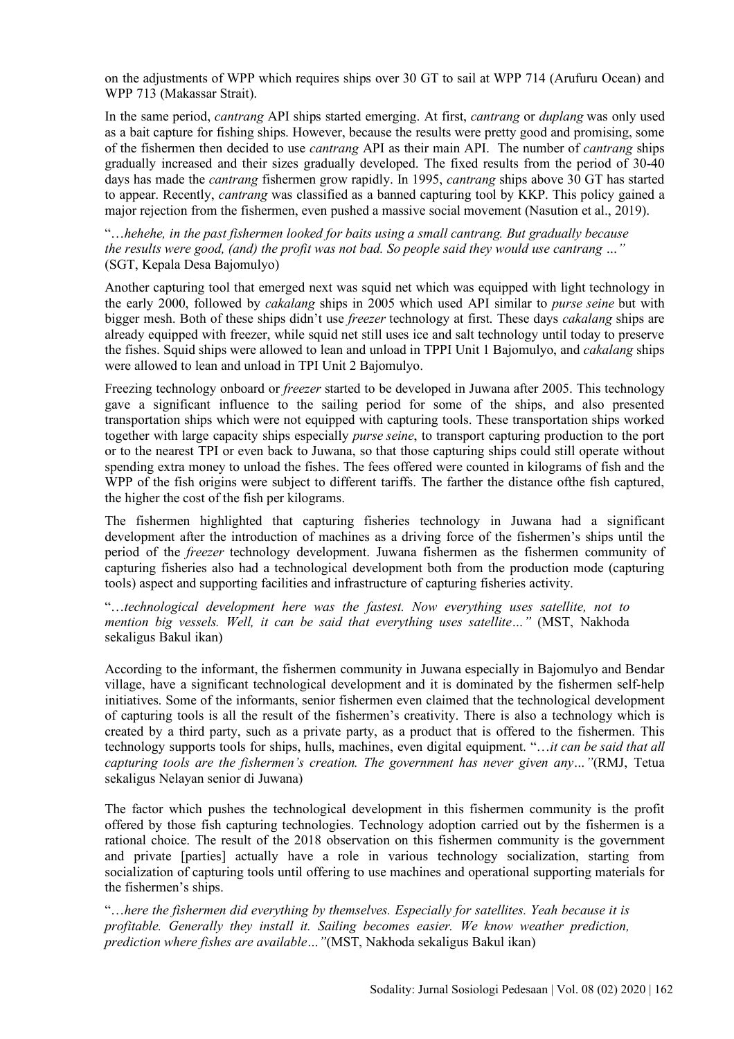on the adjustments of WPP which requires ships over 30 GT to sail at WPP 714 (Arufuru Ocean) and WPP 713 (Makassar Strait).

In the same period, *cantrang* API ships started emerging. At first, *cantrang* or *duplang* was only used as a bait capture for fishing ships. However, because the results were pretty good and promising, some of the fishermen then decided to use *cantrang* API as their main API. The number of *cantrang* ships gradually increased and their sizes gradually developed. The fixed results from the period of 30-40 days has made the *cantrang* fishermen grow rapidly. In 1995, *cantrang* ships above 30 GT has started to appear. Recently, *cantrang* was classified as a banned capturing tool by KKP. This policy gained a major rejection from the fishermen, even pushed a massive social movement (Nasution et al., 2019).

"…*hehehe, in the past fishermen looked for baits using a small cantrang. But gradually because the results were good, (and) the profit was not bad. So people said they would use cantrang …"* (SGT, Kepala Desa Bajomulyo)

Another capturing tool that emerged next was squid net which was equipped with light technology in the early 2000, followed by *cakalang* ships in 2005 which used API similar to *purse seine* but with bigger mesh. Both of these ships didn't use *freezer* technology at first. These days *cakalang* ships are already equipped with freezer, while squid net still uses ice and salt technology until today to preserve the fishes. Squid ships were allowed to lean and unload in TPPI Unit 1 Bajomulyo, and *cakalang* ships were allowed to lean and unload in TPI Unit 2 Bajomulyo.

Freezing technology onboard or *freezer* started to be developed in Juwana after 2005. This technology gave a significant influence to the sailing period for some of the ships, and also presented transportation ships which were not equipped with capturing tools. These transportation ships worked together with large capacity ships especially *purse seine*, to transport capturing production to the port or to the nearest TPI or even back to Juwana, so that those capturing ships could still operate without spending extra money to unload the fishes. The fees offered were counted in kilograms of fish and the WPP of the fish origins were subject to different tariffs. The farther the distance ofthe fish captured, the higher the cost of the fish per kilograms.

The fishermen highlighted that capturing fisheries technology in Juwana had a significant development after the introduction of machines as a driving force of the fishermen's ships until the period of the *freezer* technology development. Juwana fishermen as the fishermen community of capturing fisheries also had a technological development both from the production mode (capturing tools) aspect and supporting facilities and infrastructure of capturing fisheries activity.

"…*technological development here was the fastest. Now everything uses satellite, not to mention big vessels. Well, it can be said that everything uses satellite…"* (MST, Nakhoda sekaligus Bakul ikan)

According to the informant, the fishermen community in Juwana especially in Bajomulyo and Bendar village, have a significant technological development and it is dominated by the fishermen self-help initiatives. Some of the informants, senior fishermen even claimed that the technological development of capturing tools is all the result of the fishermen's creativity. There is also a technology which is created by a third party, such as a private party, as a product that is offered to the fishermen. This technology supports tools for ships, hulls, machines, even digital equipment. "…*it can be said that all capturing tools are the fishermen's creation. The government has never given any…"*(RMJ, Tetua sekaligus Nelayan senior di Juwana)

The factor which pushes the technological development in this fishermen community is the profit offered by those fish capturing technologies. Technology adoption carried out by the fishermen is a rational choice. The result of the 2018 observation on this fishermen community is the government and private [parties] actually have a role in various technology socialization, starting from socialization of capturing tools until offering to use machines and operational supporting materials for the fishermen's ships.

"…*here the fishermen did everything by themselves. Especially for satellites. Yeah because it is profitable. Generally they install it. Sailing becomes easier. We know weather prediction, prediction where fishes are available…"*(MST, Nakhoda sekaligus Bakul ikan)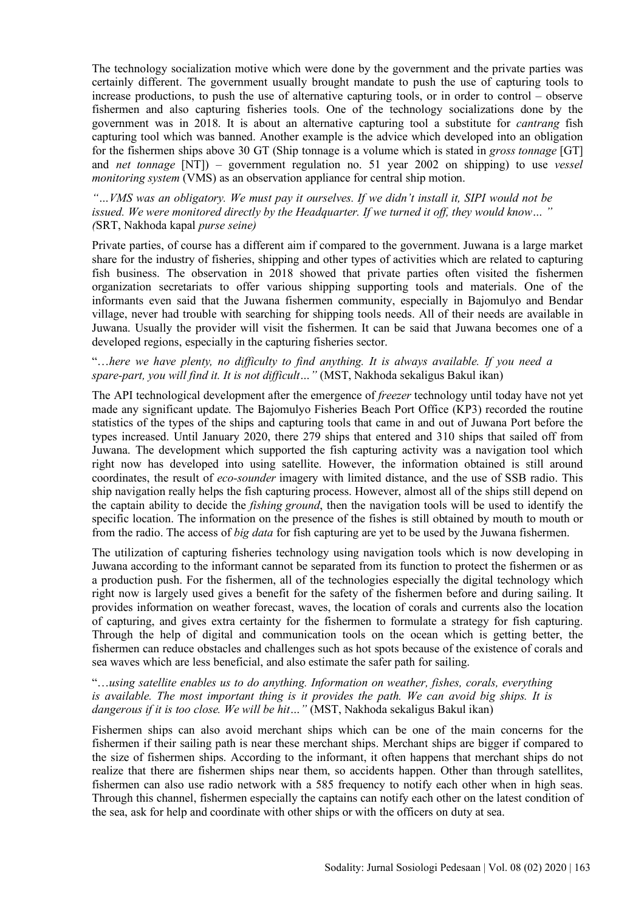The technology socialization motive which were done by the government and the private parties was certainly different. The government usually brought mandate to push the use of capturing tools to increase productions, to push the use of alternative capturing tools, or in order to control – observe fishermen and also capturing fisheries tools. One of the technology socializations done by the government was in 2018. It is about an alternative capturing tool a substitute for *cantrang* fish capturing tool which was banned. Another example is the advice which developed into an obligation for the fishermen ships above 30 GT (Ship tonnage is a volume which is stated in *gross tonnage* [GT] and *net tonnage* [NT]) – government regulation no. 51 year 2002 on shipping) to use *vessel monitoring system* (VMS) as an observation appliance for central ship motion.

*"…VMS was an obligatory. We must pay it ourselves. If we didn't install it, SIPI would not be issued. We were monitored directly by the Headquarter. If we turned it off, they would know… "* *(*SRT, Nakhoda kapal *purse seine)*

Private parties, of course has a different aim if compared to the government. Juwana is a large market share for the industry of fisheries, shipping and other types of activities which are related to capturing fish business. The observation in 2018 showed that private parties often visited the fishermen organization secretariats to offer various shipping supporting tools and materials. One of the informants even said that the Juwana fishermen community, especially in Bajomulyo and Bendar village, never had trouble with searching for shipping tools needs. All of their needs are available in Juwana. Usually the provider will visit the fishermen. It can be said that Juwana becomes one of a developed regions, especially in the capturing fisheries sector.

"*…here we have plenty, no difficulty to find anything. It is always available. If you need a spare-part, you will find it. It is not difficult…"* (MST, Nakhoda sekaligus Bakul ikan)

The API technological development after the emergence of *freezer* technology until today have not yet made any significant update. The Bajomulyo Fisheries Beach Port Office (KP3) recorded the routine statistics of the types of the ships and capturing tools that came in and out of Juwana Port before the types increased. Until January 2020, there 279 ships that entered and 310 ships that sailed off from Juwana. The development which supported the fish capturing activity was a navigation tool which right now has developed into using satellite. However, the information obtained is still around coordinates, the result of *eco-sounder* imagery with limited distance, and the use of SSB radio. This ship navigation really helps the fish capturing process. However, almost all of the ships still depend on the captain ability to decide the *fishing ground*, then the navigation tools will be used to identify the specific location. The information on the presence of the fishes is still obtained by mouth to mouth or from the radio. The access of *big data* for fish capturing are yet to be used by the Juwana fishermen.

The utilization of capturing fisheries technology using navigation tools which is now developing in Juwana according to the informant cannot be separated from its function to protect the fishermen or as a production push. For the fishermen, all of the technologies especially the digital technology which right now is largely used gives a benefit for the safety of the fishermen before and during sailing. It provides information on weather forecast, waves, the location of corals and currents also the location of capturing, and gives extra certainty for the fishermen to formulate a strategy for fish capturing. Through the help of digital and communication tools on the ocean which is getting better, the fishermen can reduce obstacles and challenges such as hot spots because of the existence of corals and sea waves which are less beneficial, and also estimate the safer path for sailing.

"*…using satellite enables us to do anything. Information on weather, fishes, corals, everything is available. The most important thing is it provides the path. We can avoid big ships. It is dangerous if it is too close. We will be hit…"* (MST, Nakhoda sekaligus Bakul ikan)

Fishermen ships can also avoid merchant ships which can be one of the main concerns for the fishermen if their sailing path is near these merchant ships. Merchant ships are bigger if compared to the size of fishermen ships. According to the informant, it often happens that merchant ships do not realize that there are fishermen ships near them, so accidents happen. Other than through satellites, fishermen can also use radio network with a 585 frequency to notify each other when in high seas. Through this channel, fishermen especially the captains can notify each other on the latest condition of the sea, ask for help and coordinate with other ships or with the officers on duty at sea.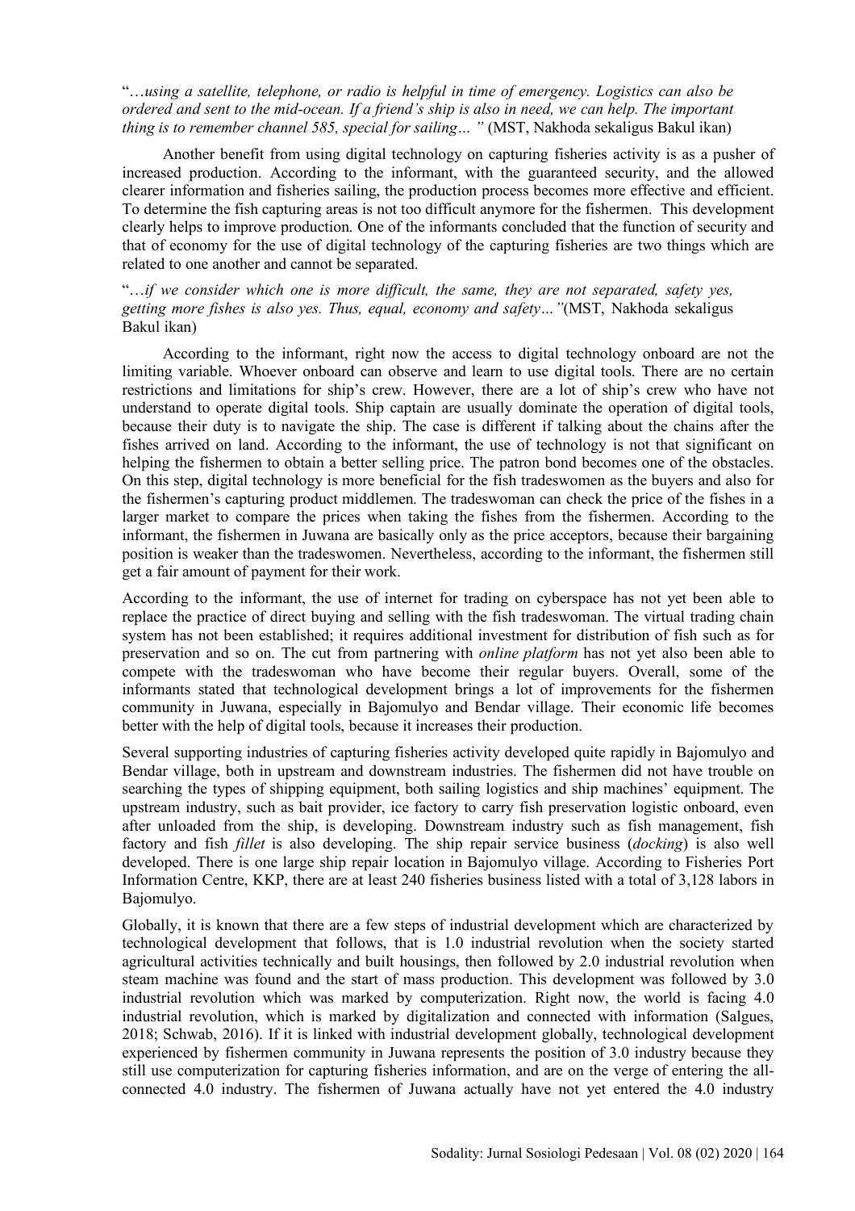"…*using a satellite, telephone, or radio is helpful in time of emergency. Logistics can also be ordered and sent to the mid-ocean. If a friend's ship is also in need, we can help. The important thing is to remember channel 585, special for sailing… "* (MST, Nakhoda sekaligus Bakul ikan)

Another benefit from using digital technology on capturing fisheries activity is as a pusher of increased production. According to the informant, with the guaranteed security, and the allowed clearer information and fisheries sailing, the production process becomes more effective and efficient. To determine the fish capturing areas is not too difficult anymore for the fishermen. This development clearly helps to improve production. One of the informants concluded that the function of security and that of economy for the use of digital technology of the capturing fisheries are two things which are related to one another and cannot be separated.

"…*if we consider which one is more difficult, the same, they are not separated, safety yes, getting more fishes is also yes. Thus, equal, economy and safety…"*(MST, Nakhoda sekaligus Bakul ikan)

According to the informant, right now the access to digital technology onboard are not the limiting variable. Whoever onboard can observe and learn to use digital tools. There are no certain restrictions and limitations for ship's crew. However, there are a lot of ship's crew who have not understand to operate digital tools. Ship captain are usually dominate the operation of digital tools, because their duty is to navigate the ship. The case is different if talking about the chains after the fishes arrived on land. According to the informant, the use of technology is not that significant on helping the fishermen to obtain a better selling price. The patron bond becomes one of the obstacles. On this step, digital technology is more beneficial for the fish tradeswomen as the buyers and also for the fishermen's capturing product middlemen. The tradeswoman can check the price of the fishes in a larger market to compare the prices when taking the fishes from the fishermen. According to the informant, the fishermen in Juwana are basically only as the price acceptors, because their bargaining position is weaker than the tradeswomen. Nevertheless, according to the informant, the fishermen still get a fair amount of payment for their work.

According to the informant, the use of internet for trading on cyberspace has not yet been able to replace the practice of direct buying and selling with the fish tradeswoman. The virtual trading chain system has not been established; it requires additional investment for distribution of fish such as for preservation and so on. The cut from partnering with *online platform* has not yet also been able to compete with the tradeswoman who have become their regular buyers. Overall, some of the informants stated that technological development brings a lot of improvements for the fishermen community in Juwana, especially in Bajomulyo and Bendar village. Their economic life becomes better with the help of digital tools, because it increases their production.

Several supporting industries of capturing fisheries activity developed quite rapidly in Bajomulyo and Bendar village, both in upstream and downstream industries. The fishermen did not have trouble on searching the types of shipping equipment, both sailing logistics and ship machines' equipment. The upstream industry, such as bait provider, ice factory to carry fish preservation logistic onboard, even after unloaded from the ship, is developing. Downstream industry such as fish management, fish factory and fish *fillet* is also developing. The ship repair service business (*docking*) is also well developed. There is one large ship repair location in Bajomulyo village. According to Fisheries Port Information Centre, KKP, there are at least 240 fisheries business listed with a total of 3,128 labors in Bajomulyo.

Globally, it is known that there are a few steps of industrial development which are characterized by technological development that follows, that is 1.0 industrial revolution when the society started agricultural activities technically and built housings, then followed by 2.0 industrial revolution when steam machine was found and the start of mass production. This development was followed by 3.0 industrial revolution which was marked by computerization. Right now, the world is facing 4.0 industrial revolution, which is marked by digitalization and connected with information (Salgues, 2018; Schwab, 2016). If it is linked with industrial development globally, technological development experienced by fishermen community in Juwana represents the position of 3.0 industry because they still use computerization for capturing fisheries information, and are on the verge of entering the all-connected 4.0 industry. The fishermen of Juwana actually have not yet entered the 4.0 industry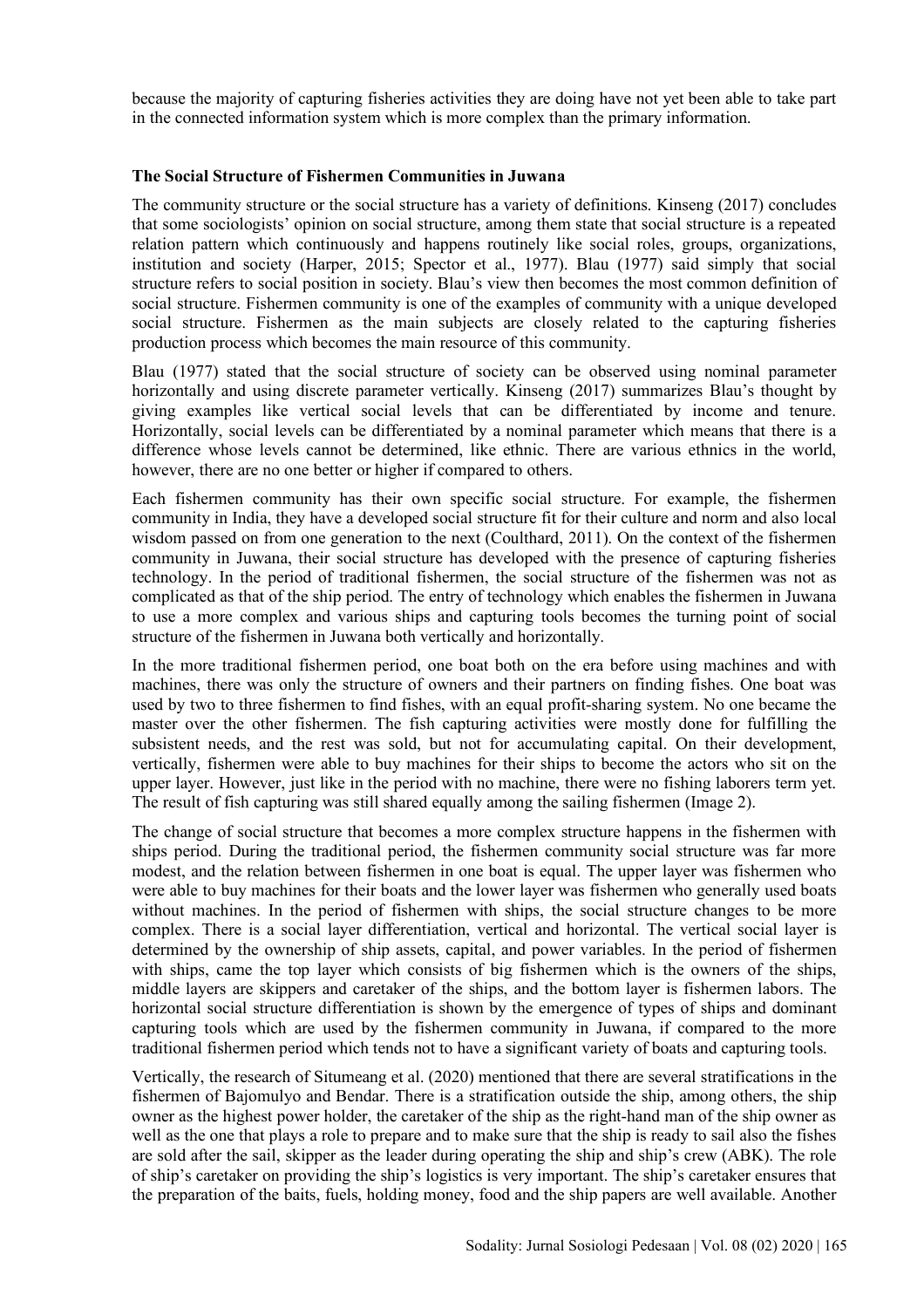because the majority of capturing fisheries activities they are doing have not yet been able to take part in the connected information system which is more complex than the primary information.

### The Social Structure of Fishermen Communities in Juwana

The community structure or the social structure has a variety of definitions. Kinseng (2017) concludes that some sociologists' opinion on social structure, among them state that social structure is a repeated relation pattern which continuously and happens routinely like social roles, groups, organizations, institution and society (Harper, 2015; Spector et al., 1977). Blau (1977) said simply that social structure refers to social position in society. Blau's view then becomes the most common definition of social structure. Fishermen community is one of the examples of community with a unique developed social structure. Fishermen as the main subjects are closely related to the capturing fisheries production process which becomes the main resource of this community.

Blau (1977) stated that the social structure of society can be observed using nominal parameter horizontally and using discrete parameter vertically. Kinseng (2017) summarizes Blau's thought by giving examples like vertical social levels that can be differentiated by income and tenure. Horizontally, social levels can be differentiated by a nominal parameter which means that there is a difference whose levels cannot be determined, like ethnic. There are various ethnics in the world, however, there are no one better or higher if compared to others.

Each fishermen community has their own specific social structure. For example, the fishermen community in India, they have a developed social structure fit for their culture and norm and also local wisdom passed on from one generation to the next (Coulthard, 2011). On the context of the fishermen community in Juwana, their social structure has developed with the presence of capturing fisheries technology. In the period of traditional fishermen, the social structure of the fishermen was not as complicated as that of the ship period. The entry of technology which enables the fishermen in Juwana to use a more complex and various ships and capturing tools becomes the turning point of social structure of the fishermen in Juwana both vertically and horizontally.

In the more traditional fishermen period, one boat both on the era before using machines and with machines, there was only the structure of owners and their partners on finding fishes. One boat was used by two to three fishermen to find fishes, with an equal profit-sharing system. No one became the master over the other fishermen. The fish capturing activities were mostly done for fulfilling the subsistent needs, and the rest was sold, but not for accumulating capital. On their development, vertically, fishermen were able to buy machines for their ships to become the actors who sit on the upper layer. However, just like in the period with no machine, there were no fishing laborers term yet. The result of fish capturing was still shared equally among the sailing fishermen (Image 2).

The change of social structure that becomes a more complex structure happens in the fishermen with ships period. During the traditional period, the fishermen community social structure was far more modest, and the relation between fishermen in one boat is equal. The upper layer was fishermen who were able to buy machines for their boats and the lower layer was fishermen who generally used boats without machines. In the period of fishermen with ships, the social structure changes to be more complex. There is a social layer differentiation, vertical and horizontal. The vertical social layer is determined by the ownership of ship assets, capital, and power variables. In the period of fishermen with ships, came the top layer which consists of big fishermen which is the owners of the ships, middle layers are skippers and caretaker of the ships, and the bottom layer is fishermen labors. The horizontal social structure differentiation is shown by the emergence of types of ships and dominant capturing tools which are used by the fishermen community in Juwana, if compared to the more traditional fishermen period which tends not to have a significant variety of boats and capturing tools.

Vertically, the research of Situmeang et al. (2020) mentioned that there are several stratifications in the fishermen of Bajomulyo and Bendar. There is a stratification outside the ship, among others, the ship owner as the highest power holder, the caretaker of the ship as the right-hand man of the ship owner as well as the one that plays a role to prepare and to make sure that the ship is ready to sail also the fishes are sold after the sail, skipper as the leader during operating the ship and ship's crew (ABK). The role of ship's caretaker on providing the ship's logistics is very important. The ship's caretaker ensures that the preparation of the baits, fuels, holding money, food and the ship papers are well available. Another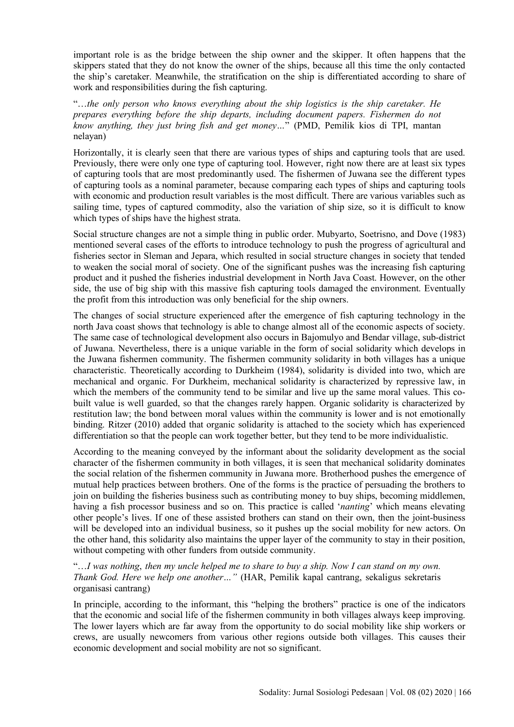important role is as the bridge between the ship owner and the skipper. It often happens that the skippers stated that they do not know the owner of the ships, because all this time the only contacted the ship's caretaker. Meanwhile, the stratification on the ship is differentiated according to share of work and responsibilities during the fish capturing.

"…*the only person who knows everything about the ship logistics is the ship caretaker. He prepares everything before the ship departs, including document papers. Fishermen do not know anything, they just bring fish and get money*…" (PMD, Pemilik kios di TPI, mantan nelayan)

Horizontally, it is clearly seen that there are various types of ships and capturing tools that are used. Previously, there were only one type of capturing tool. However, right now there are at least six types of capturing tools that are most predominantly used. The fishermen of Juwana see the different types of capturing tools as a nominal parameter, because comparing each types of ships and capturing tools with economic and production result variables is the most difficult. There are various variables such as sailing time, types of captured commodity, also the variation of ship size, so it is difficult to know which types of ships have the highest strata.

Social structure changes are not a simple thing in public order. Mubyarto, Soetrisno, and Dove (1983) mentioned several cases of the efforts to introduce technology to push the progress of agricultural and fisheries sector in Sleman and Jepara, which resulted in social structure changes in society that tended to weaken the social moral of society. One of the significant pushes was the increasing fish capturing product and it pushed the fisheries industrial development in North Java Coast. However, on the other side, the use of big ship with this massive fish capturing tools damaged the environment. Eventually the profit from this introduction was only beneficial for the ship owners.

The changes of social structure experienced after the emergence of fish capturing technology in the north Java coast shows that technology is able to change almost all of the economic aspects of society. The same case of technological development also occurs in Bajomulyo and Bendar village, sub-district of Juwana. Nevertheless, there is a unique variable in the form of social solidarity which develops in the Juwana fishermen community. The fishermen community solidarity in both villages has a unique characteristic. Theoretically according to Durkheim (1984), solidarity is divided into two, which are mechanical and organic. For Durkheim, mechanical solidarity is characterized by repressive law, in which the members of the community tend to be similar and live up the same moral values. This co-built value is well guarded, so that the changes rarely happen. Organic solidarity is characterized by restitution law; the bond between moral values within the community is lower and is not emotionally binding. Ritzer (2010) added that organic solidarity is attached to the society which has experienced differentiation so that the people can work together better, but they tend to be more individualistic.

According to the meaning conveyed by the informant about the solidarity development as the social character of the fishermen community in both villages, it is seen that mechanical solidarity dominates the social relation of the fishermen community in Juwana more. Brotherhood pushes the emergence of mutual help practices between brothers. One of the forms is the practice of persuading the brothers to join on building the fisheries business such as contributing money to buy ships, becoming middlemen, having a fish processor business and so on. This practice is called '*nanting*' which means elevating other people's lives. If one of these assisted brothers can stand on their own, then the joint-business will be developed into an individual business, so it pushes up the social mobility for new actors. On the other hand, this solidarity also maintains the upper layer of the community to stay in their position, without competing with other funders from outside community.

"…*I was nothing*, *then my uncle helped me to share to buy a ship. Now I can stand on my own. Thank God. Here we help one another…"* (HAR, Pemilik kapal cantrang, sekaligus sekretaris organisasi cantrang)

In principle, according to the informant, this "helping the brothers" practice is one of the indicators that the economic and social life of the fishermen community in both villages always keep improving. The lower layers which are far away from the opportunity to do social mobility like ship workers or crews, are usually newcomers from various other regions outside both villages. This causes their economic development and social mobility are not so significant.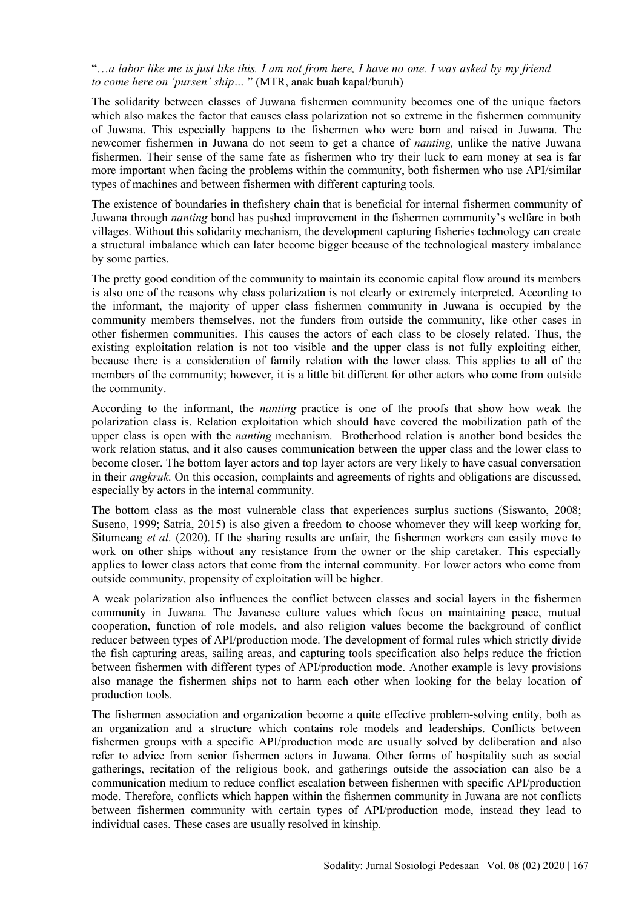"*…a labor like me is just like this. I am not from here, I have no one. I was asked by my friend to come here on 'pursen' ship…* " (MTR, anak buah kapal/buruh)

The solidarity between classes of Juwana fishermen community becomes one of the unique factors which also makes the factor that causes class polarization not so extreme in the fishermen community of Juwana. This especially happens to the fishermen who were born and raised in Juwana. The newcomer fishermen in Juwana do not seem to get a chance of *nanting,* unlike the native Juwana fishermen. Their sense of the same fate as fishermen who try their luck to earn money at sea is far more important when facing the problems within the community, both fishermen who use API/similar types of machines and between fishermen with different capturing tools.

The existence of boundaries in thefishery chain that is beneficial for internal fishermen community of Juwana through *nanting* bond has pushed improvement in the fishermen community's welfare in both villages. Without this solidarity mechanism, the development capturing fisheries technology can create a structural imbalance which can later become bigger because of the technological mastery imbalance by some parties.

The pretty good condition of the community to maintain its economic capital flow around its members is also one of the reasons why class polarization is not clearly or extremely interpreted. According to the informant, the majority of upper class fishermen community in Juwana is occupied by the community members themselves, not the funders from outside the community, like other cases in other fishermen communities. This causes the actors of each class to be closely related. Thus, the existing exploitation relation is not too visible and the upper class is not fully exploiting either, because there is a consideration of family relation with the lower class. This applies to all of the members of the community; however, it is a little bit different for other actors who come from outside the community.

According to the informant, the *nanting* practice is one of the proofs that show how weak the polarization class is. Relation exploitation which should have covered the mobilization path of the upper class is open with the *nanting* mechanism. Brotherhood relation is another bond besides the work relation status, and it also causes communication between the upper class and the lower class to become closer. The bottom layer actors and top layer actors are very likely to have casual conversation in their *angkruk*. On this occasion, complaints and agreements of rights and obligations are discussed, especially by actors in the internal community.

The bottom class as the most vulnerable class that experiences surplus suctions (Siswanto, 2008; Suseno, 1999; Satria, 2015) is also given a freedom to choose whomever they will keep working for, Situmeang *et al*. (2020). If the sharing results are unfair, the fishermen workers can easily move to work on other ships without any resistance from the owner or the ship caretaker. This especially applies to lower class actors that come from the internal community. For lower actors who come from outside community, propensity of exploitation will be higher.

A weak polarization also influences the conflict between classes and social layers in the fishermen community in Juwana. The Javanese culture values which focus on maintaining peace, mutual cooperation, function of role models, and also religion values become the background of conflict reducer between types of API/production mode. The development of formal rules which strictly divide the fish capturing areas, sailing areas, and capturing tools specification also helps reduce the friction between fishermen with different types of API/production mode. Another example is levy provisions also manage the fishermen ships not to harm each other when looking for the belay location of production tools.

The fishermen association and organization become a quite effective problem-solving entity, both as an organization and a structure which contains role models and leaderships. Conflicts between fishermen groups with a specific API/production mode are usually solved by deliberation and also refer to advice from senior fishermen actors in Juwana. Other forms of hospitality such as social gatherings, recitation of the religious book, and gatherings outside the association can also be a communication medium to reduce conflict escalation between fishermen with specific API/production mode. Therefore, conflicts which happen within the fishermen community in Juwana are not conflicts between fishermen community with certain types of API/production mode, instead they lead to individual cases. These cases are usually resolved in kinship.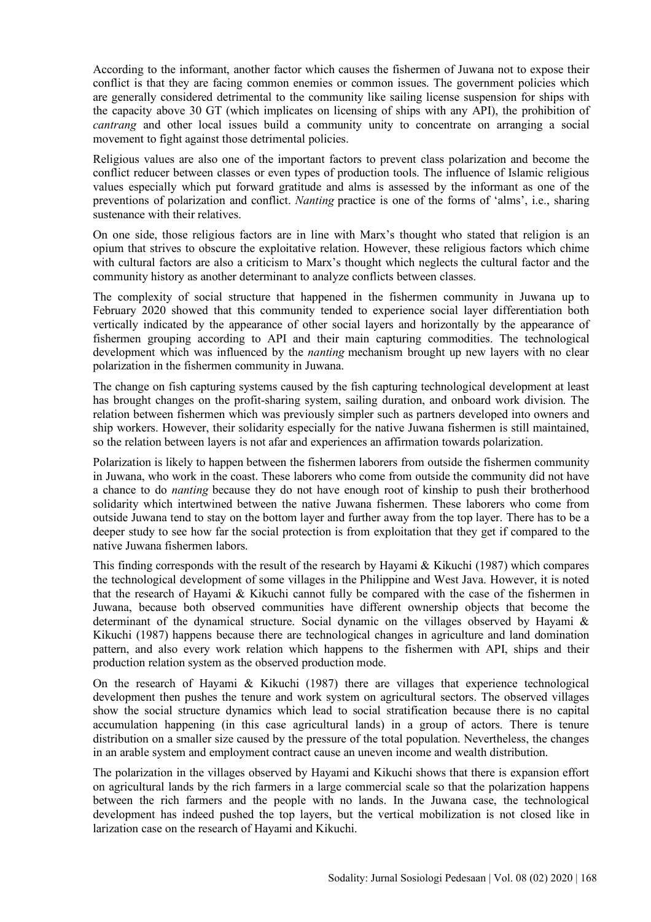According to the informant, another factor which causes the fishermen of Juwana not to expose their conflict is that they are facing common enemies or common issues. The government policies which are generally considered detrimental to the community like sailing license suspension for ships with the capacity above 30 GT (which implicates on licensing of ships with any API), the prohibition of *cantrang* and other local issues build a community unity to concentrate on arranging a social movement to fight against those detrimental policies.

Religious values are also one of the important factors to prevent class polarization and become the conflict reducer between classes or even types of production tools. The influence of Islamic religious values especially which put forward gratitude and alms is assessed by the informant as one of the preventions of polarization and conflict. *Nanting* practice is one of the forms of 'alms', i.e., sharing sustenance with their relatives.

On one side, those religious factors are in line with Marx's thought who stated that religion is an opium that strives to obscure the exploitative relation. However, these religious factors which chime with cultural factors are also a criticism to Marx's thought which neglects the cultural factor and the community history as another determinant to analyze conflicts between classes.

The complexity of social structure that happened in the fishermen community in Juwana up to February 2020 showed that this community tended to experience social layer differentiation both vertically indicated by the appearance of other social layers and horizontally by the appearance of fishermen grouping according to API and their main capturing commodities. The technological development which was influenced by the *nanting* mechanism brought up new layers with no clear polarization in the fishermen community in Juwana.

The change on fish capturing systems caused by the fish capturing technological development at least has brought changes on the profit-sharing system, sailing duration, and onboard work division. The relation between fishermen which was previously simpler such as partners developed into owners and ship workers. However, their solidarity especially for the native Juwana fishermen is still maintained, so the relation between layers is not afar and experiences an affirmation towards polarization.

Polarization is likely to happen between the fishermen laborers from outside the fishermen community in Juwana, who work in the coast. These laborers who come from outside the community did not have a chance to do *nanting* because they do not have enough root of kinship to push their brotherhood solidarity which intertwined between the native Juwana fishermen. These laborers who come from outside Juwana tend to stay on the bottom layer and further away from the top layer. There has to be a deeper study to see how far the social protection is from exploitation that they get if compared to the native Juwana fishermen labors.

This finding corresponds with the result of the research by Hayami & Kikuchi (1987) which compares the technological development of some villages in the Philippine and West Java. However, it is noted that the research of Hayami & Kikuchi cannot fully be compared with the case of the fishermen in Juwana, because both observed communities have different ownership objects that become the determinant of the dynamical structure. Social dynamic on the villages observed by Hayami & Kikuchi (1987) happens because there are technological changes in agriculture and land domination pattern, and also every work relation which happens to the fishermen with API, ships and their production relation system as the observed production mode.

On the research of Hayami & Kikuchi (1987) there are villages that experience technological development then pushes the tenure and work system on agricultural sectors. The observed villages show the social structure dynamics which lead to social stratification because there is no capital accumulation happening (in this case agricultural lands) in a group of actors. There is tenure distribution on a smaller size caused by the pressure of the total population. Nevertheless, the changes in an arable system and employment contract cause an uneven income and wealth distribution.

The polarization in the villages observed by Hayami and Kikuchi shows that there is expansion effort on agricultural lands by the rich farmers in a large commercial scale so that the polarization happens between the rich farmers and the people with no lands. In the Juwana case, the technological development has indeed pushed the top layers, but the vertical mobilization is not closed like in larization case on the research of Hayami and Kikuchi.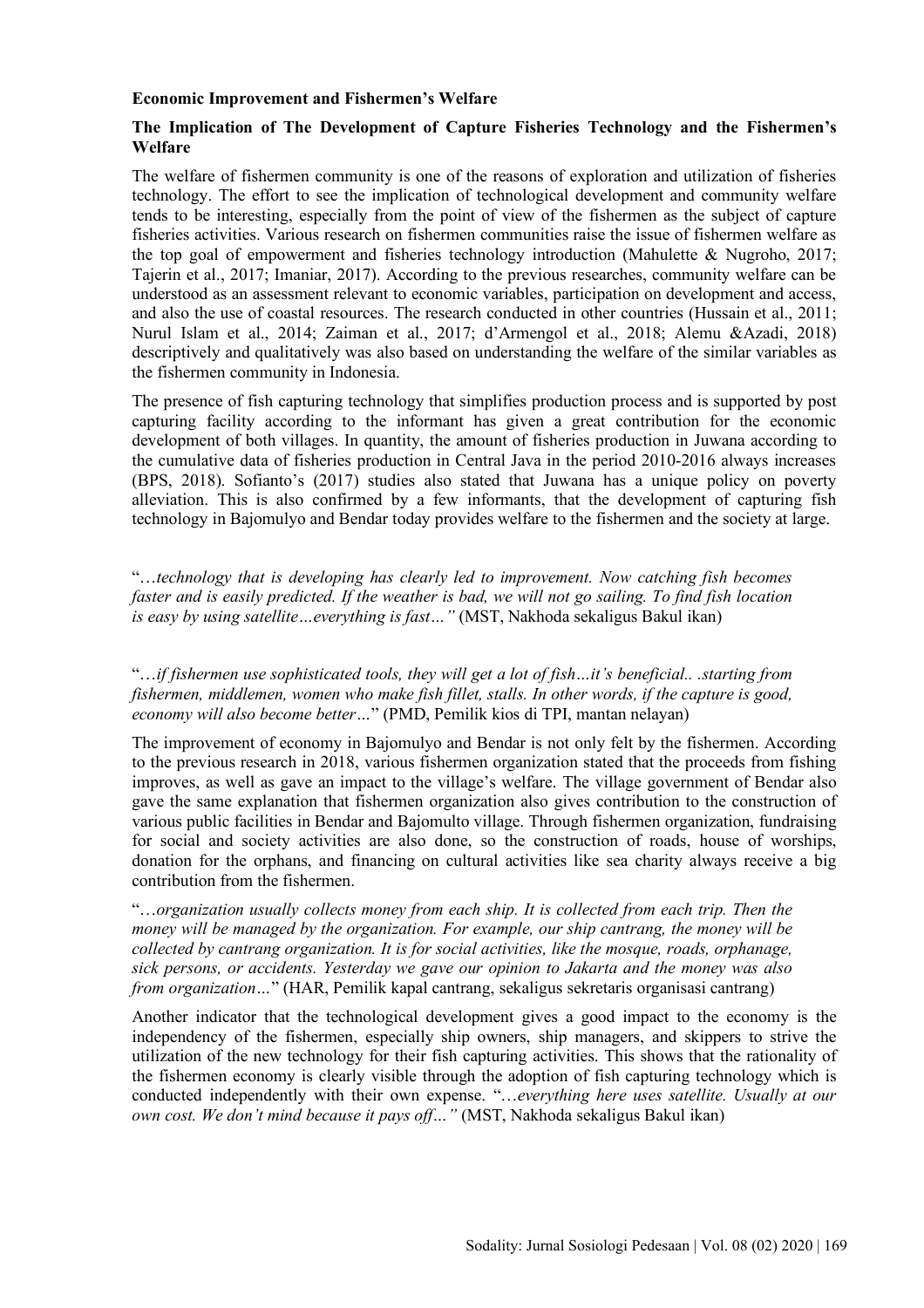**Economic Improvement and Fishermen's Welfare**

**The Implication of The Development of Capture Fisheries Technology and the Fishermen's Welfare**

The welfare of fishermen community is one of the reasons of exploration and utilization of fisheries technology. The effort to see the implication of technological development and community welfare tends to be interesting, especially from the point of view of the fishermen as the subject of capture fisheries activities. Various research on fishermen communities raise the issue of fishermen welfare as the top goal of empowerment and fisheries technology introduction (Mahulette & Nugroho, 2017; Tajerin et al., 2017; Imaniar, 2017). According to the previous researches, community welfare can be understood as an assessment relevant to economic variables, participation on development and access, and also the use of coastal resources. The research conducted in other countries (Hussain et al., 2011; Nurul Islam et al., 2014; Zaiman et al., 2017; d'Armengol et al., 2018; Alemu &Azadi, 2018) descriptively and qualitatively was also based on understanding the welfare of the similar variables as the fishermen community in Indonesia.

The presence of fish capturing technology that simplifies production process and is supported by post capturing facility according to the informant has given a great contribution for the economic development of both villages. In quantity, the amount of fisheries production in Juwana according to the cumulative data of fisheries production in Central Java in the period 2010-2016 always increases (BPS, 2018). Sofianto's (2017) studies also stated that Juwana has a unique policy on poverty alleviation. This is also confirmed by a few informants, that the development of capturing fish technology in Bajomulyo and Bendar today provides welfare to the fishermen and the society at large.

"*…technology that is developing has clearly led to improvement. Now catching fish becomes faster and is easily predicted. If the weather is bad, we will not go sailing. To find fish location is easy by using satellite…everything is fast…"* (MST, Nakhoda sekaligus Bakul ikan)

"*…if fishermen use sophisticated tools, they will get a lot of fish…it's beneficial.. .starting from fishermen, middlemen, women who make fish fillet, stalls. In other words, if the capture is good, economy will also become better…*" (PMD, Pemilik kios di TPI, mantan nelayan)

The improvement of economy in Bajomulyo and Bendar is not only felt by the fishermen. According to the previous research in 2018, various fishermen organization stated that the proceeds from fishing improves, as well as gave an impact to the village's welfare. The village government of Bendar also gave the same explanation that fishermen organization also gives contribution to the construction of various public facilities in Bendar and Bajomulto village. Through fishermen organization, fundraising for social and society activities are also done, so the construction of roads, house of worships, donation for the orphans, and financing on cultural activities like sea charity always receive a big contribution from the fishermen.

"*…organization usually collects money from each ship. It is collected from each trip. Then the money will be managed by the organization. For example, our ship cantrang, the money will be collected by cantrang organization. It is for social activities, like the mosque, roads, orphanage, sick persons, or accidents. Yesterday we gave our opinion to Jakarta and the money was also from organization…*" (HAR, Pemilik kapal cantrang, sekaligus sekretaris organisasi cantrang)

Another indicator that the technological development gives a good impact to the economy is the independency of the fishermen, especially ship owners, ship managers, and skippers to strive the utilization of the new technology for their fish capturing activities. This shows that the rationality of the fishermen economy is clearly visible through the adoption of fish capturing technology which is conducted independently with their own expense. "*…everything here uses satellite. Usually at our own cost. We don't mind because it pays off…"* (MST, Nakhoda sekaligus Bakul ikan)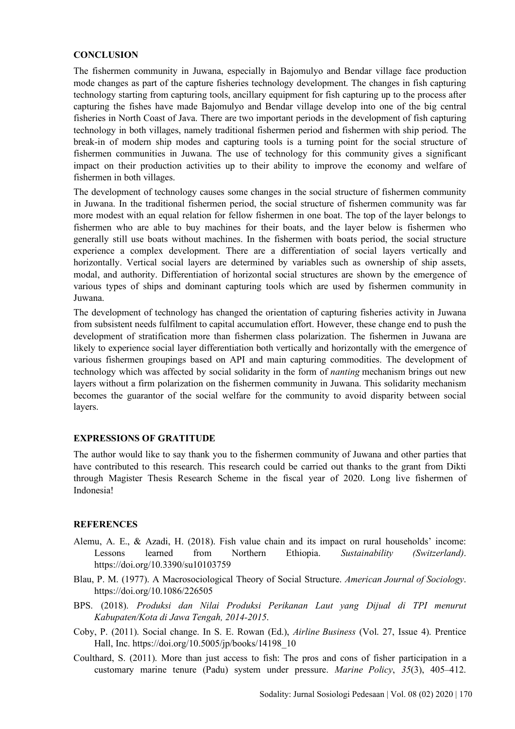## CONCLUSION

The fishermen community in Juwana, especially in Bajomulyo and Bendar village face production mode changes as part of the capture fisheries technology development. The changes in fish capturing technology starting from capturing tools, ancillary equipment for fish capturing up to the process after capturing the fishes have made Bajomulyo and Bendar village develop into one of the big central fisheries in North Coast of Java. There are two important periods in the development of fish capturing technology in both villages, namely traditional fishermen period and fishermen with ship period. The break-in of modern ship modes and capturing tools is a turning point for the social structure of fishermen communities in Juwana. The use of technology for this community gives a significant impact on their production activities up to their ability to improve the economy and welfare of fishermen in both villages.

The development of technology causes some changes in the social structure of fishermen community in Juwana. In the traditional fishermen period, the social structure of fishermen community was far more modest with an equal relation for fellow fishermen in one boat. The top of the layer belongs to fishermen who are able to buy machines for their boats, and the layer below is fishermen who generally still use boats without machines. In the fishermen with boats period, the social structure experience a complex development. There are a differentiation of social layers vertically and horizontally. Vertical social layers are determined by variables such as ownership of ship assets, modal, and authority. Differentiation of horizontal social structures are shown by the emergence of various types of ships and dominant capturing tools which are used by fishermen community in Juwana.

The development of technology has changed the orientation of capturing fisheries activity in Juwana from subsistent needs fulfilment to capital accumulation effort. However, these change end to push the development of stratification more than fishermen class polarization. The fishermen in Juwana are likely to experience social layer differentiation both vertically and horizontally with the emergence of various fishermen groupings based on API and main capturing commodities. The development of technology which was affected by social solidarity in the form of *nanting* mechanism brings out new layers without a firm polarization on the fishermen community in Juwana. This solidarity mechanism becomes the guarantor of the social welfare for the community to avoid disparity between social layers.

## EXPRESSIONS OF GRATITUDE

The author would like to say thank you to the fishermen community of Juwana and other parties that have contributed to this research. This research could be carried out thanks to the grant from Dikti through Magister Thesis Research Scheme in the fiscal year of 2020. Long live fishermen of Indonesia!

## REFERENCES

Alemu, A. E., & Azadi, H. (2018). Fish value chain and its impact on rural households' income: Lessons learned from Northern Ethiopia. *Sustainability (Switzerland)*. https://doi.org/10.3390/su10103759

Blau, P. M. (1977). A Macrosociological Theory of Social Structure. *American Journal of Sociology*. https://doi.org/10.1086/226505

BPS. (2018). *Produksi dan Nilai Produksi Perikanan Laut yang Dijual di TPI menurut Kabupaten/Kota di Jawa Tengah, 2014-2015*.

Coby, P. (2011). Social change. In S. E. Rowan (Ed.), *Airline Business* (Vol. 27, Issue 4). Prentice Hall, Inc. https://doi.org/10.5005/jp/books/14198_10

Coulthard, S. (2011). More than just access to fish: The pros and cons of fisher participation in a customary marine tenure (Padu) system under pressure. *Marine Policy*, *35*(3), 405–412.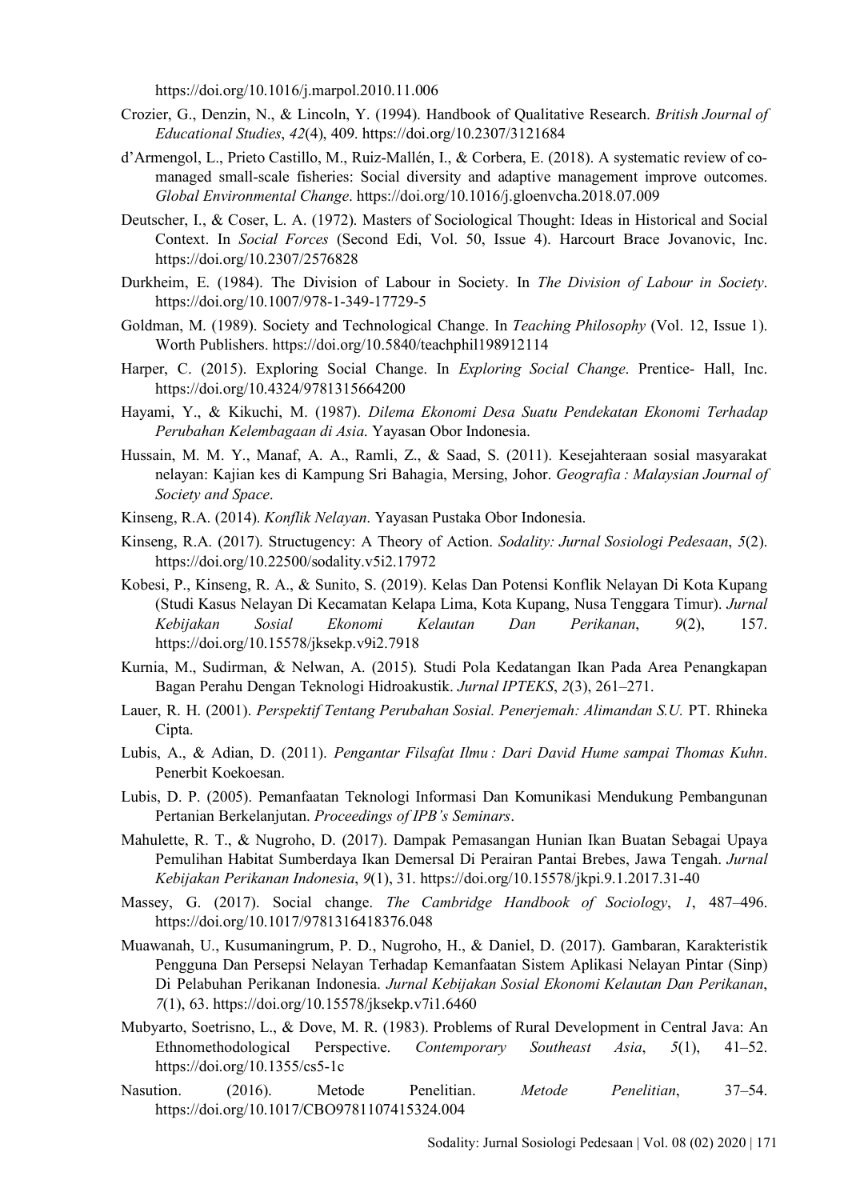https://doi.org/10.1016/j.marpol.2010.11.006

Crozier, G., Denzin, N., & Lincoln, Y. (1994). Handbook of Qualitative Research. *British Journal of Educational Studies*, *42*(4), 409. https://doi.org/10.2307/3121684

d'Armengol, L., Prieto Castillo, M., Ruiz-Mallén, I., & Corbera, E. (2018). A systematic review of co-managed small-scale fisheries: Social diversity and adaptive management improve outcomes. *Global Environmental Change*. https://doi.org/10.1016/j.gloenvcha.2018.07.009

Deutscher, I., & Coser, L. A. (1972). Masters of Sociological Thought: Ideas in Historical and Social Context. In *Social Forces* (Second Edi, Vol. 50, Issue 4). Harcourt Brace Jovanovic, Inc. https://doi.org/10.2307/2576828

Durkheim, E. (1984). The Division of Labour in Society. In *The Division of Labour in Society*. https://doi.org/10.1007/978-1-349-17729-5

Goldman, M. (1989). Society and Technological Change. In *Teaching Philosophy* (Vol. 12, Issue 1). Worth Publishers. https://doi.org/10.5840/teachphil198912114

Harper, C. (2015). Exploring Social Change. In *Exploring Social Change*. Prentice- Hall, Inc. https://doi.org/10.4324/9781315664200

Hayami, Y., & Kikuchi, M. (1987). *Dilema Ekonomi Desa Suatu Pendekatan Ekonomi Terhadap Perubahan Kelembagaan di Asia*. Yayasan Obor Indonesia.

Hussain, M. M. Y., Manaf, A. A., Ramli, Z., & Saad, S. (2011). Kesejahteraan sosial masyarakat nelayan: Kajian kes di Kampung Sri Bahagia, Mersing, Johor. *Geografia : Malaysian Journal of Society and Space*.

Kinseng, R.A. (2014). *Konflik Nelayan*. Yayasan Pustaka Obor Indonesia.

Kinseng, R.A. (2017). Structugency: A Theory of Action. *Sodality: Jurnal Sosiologi Pedesaan*, *5*(2). https://doi.org/10.22500/sodality.v5i2.17972

Kobesi, P., Kinseng, R. A., & Sunito, S. (2019). Kelas Dan Potensi Konflik Nelayan Di Kota Kupang (Studi Kasus Nelayan Di Kecamatan Kelapa Lima, Kota Kupang, Nusa Tenggara Timur). *Jurnal Kebijakan Sosial Ekonomi Kelautan Dan Perikanan*, *9*(2), 157. https://doi.org/10.15578/jksekp.v9i2.7918

Kurnia, M., Sudirman, & Nelwan, A. (2015). Studi Pola Kedatangan Ikan Pada Area Penangkapan Bagan Perahu Dengan Teknologi Hidroakustik. *Jurnal IPTEKS*, *2*(3), 261–271.

Lauer, R. H. (2001). *Perspektif Tentang Perubahan Sosial. Penerjemah: Alimandan S.U.* PT. Rhineka Cipta.

Lubis, A., & Adian, D. (2011). *Pengantar Filsafat Ilmu : Dari David Hume sampai Thomas Kuhn*. Penerbit Koekoesan.

Lubis, D. P. (2005). Pemanfaatan Teknologi Informasi Dan Komunikasi Mendukung Pembangunan Pertanian Berkelanjutan. *Proceedings of IPB's Seminars*.

Mahulette, R. T., & Nugroho, D. (2017). Dampak Pemasangan Hunian Ikan Buatan Sebagai Upaya Pemulihan Habitat Sumberdaya Ikan Demersal Di Perairan Pantai Brebes, Jawa Tengah. *Jurnal Kebijakan Perikanan Indonesia*, *9*(1), 31. https://doi.org/10.15578/jkpi.9.1.2017.31-40

Massey, G. (2017). Social change. *The Cambridge Handbook of Sociology*, *1*, 487–496. https://doi.org/10.1017/9781316418376.048

Muawanah, U., Kusumaningrum, P. D., Nugroho, H., & Daniel, D. (2017). Gambaran, Karakteristik Pengguna Dan Persepsi Nelayan Terhadap Kemanfaatan Sistem Aplikasi Nelayan Pintar (Sinp) Di Pelabuhan Perikanan Indonesia. *Jurnal Kebijakan Sosial Ekonomi Kelautan Dan Perikanan*, *7*(1), 63. https://doi.org/10.15578/jksekp.v7i1.6460

Mubyarto, Soetrisno, L., & Dove, M. R. (1983). Problems of Rural Development in Central Java: An Ethnomethodological Perspective. *Contemporary Southeast Asia*, *5*(1), 41–52. https://doi.org/10.1355/cs5-1c

Nasution. (2016). Metode Penelitian. *Metode Penelitian*, 37–54. https://doi.org/10.1017/CBO9781107415324.004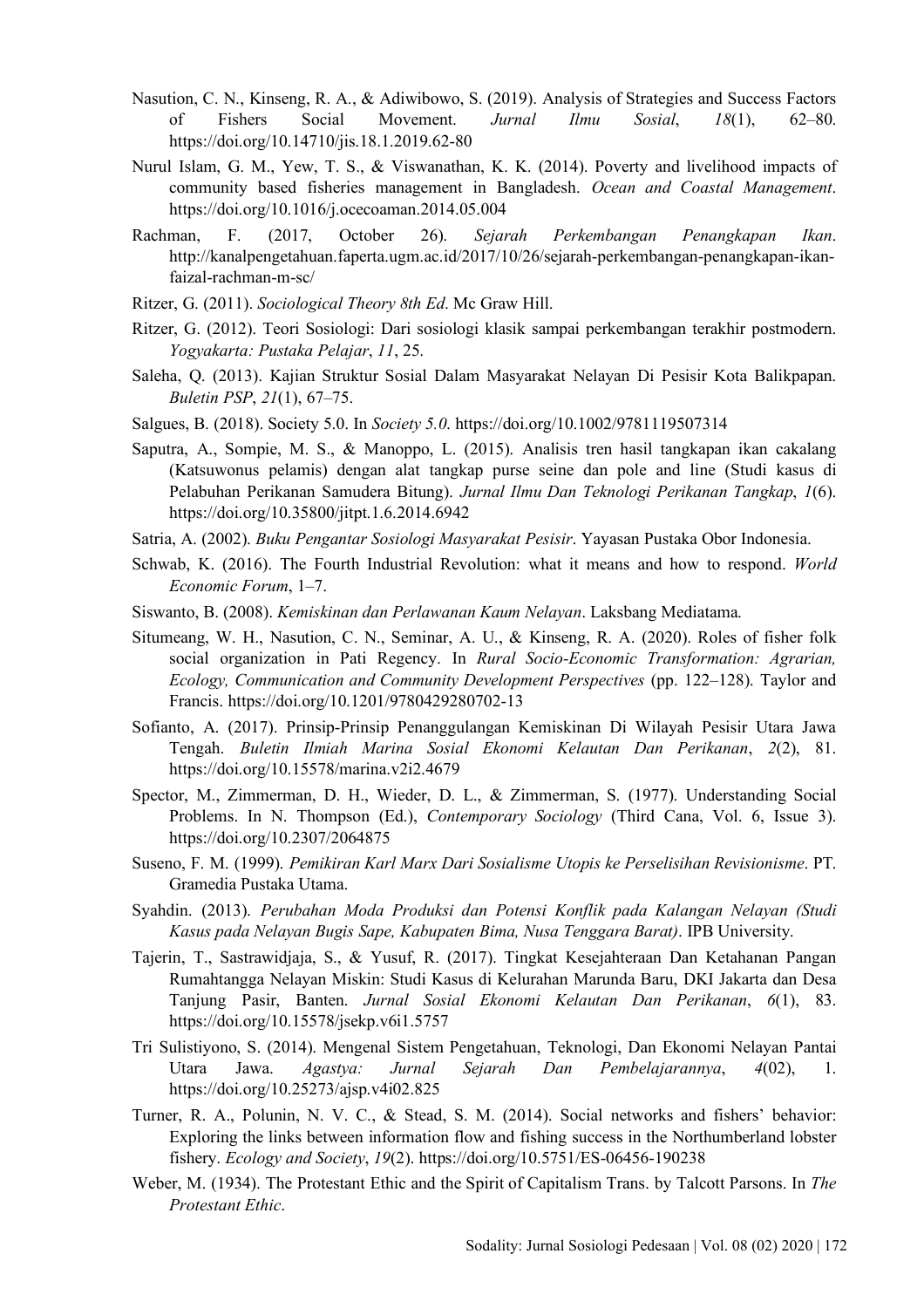Nasution, C. N., Kinseng, R. A., & Adiwibowo, S. (2019). Analysis of Strategies and Success Factors of Fishers Social Movement. *Jurnal Ilmu Sosial*, *18*(1), 62–80. https://doi.org/10.14710/jis.18.1.2019.62-80

Nurul Islam, G. M., Yew, T. S., & Viswanathan, K. K. (2014). Poverty and livelihood impacts of community based fisheries management in Bangladesh. *Ocean and Coastal Management*. https://doi.org/10.1016/j.ocecoaman.2014.05.004

Rachman, F. (2017, October 26). *Sejarah Perkembangan Penangkapan Ikan*. http://kanalpengetahuan.faperta.ugm.ac.id/2017/10/26/sejarah-perkembangan-penangkapan-ikan-faizal-rachman-m-sc/

Ritzer, G. (2011). *Sociological Theory 8th Ed*. Mc Graw Hill.

Ritzer, G. (2012). Teori Sosiologi: Dari sosiologi klasik sampai perkembangan terakhir postmodern. *Yogyakarta: Pustaka Pelajar*, *11*, 25.

Saleha, Q. (2013). Kajian Struktur Sosial Dalam Masyarakat Nelayan Di Pesisir Kota Balikpapan. *Buletin PSP*, *21*(1), 67–75.

Salgues, B. (2018). Society 5.0. In *Society 5.0*. https://doi.org/10.1002/9781119507314

Saputra, A., Sompie, M. S., & Manoppo, L. (2015). Analisis tren hasil tangkapan ikan cakalang (Katsuwonus pelamis) dengan alat tangkap purse seine dan pole and line (Studi kasus di Pelabuhan Perikanan Samudera Bitung). *Jurnal Ilmu Dan Teknologi Perikanan Tangkap*, *1*(6). https://doi.org/10.35800/jitpt.1.6.2014.6942

Satria, A. (2002). *Buku Pengantar Sosiologi Masyarakat Pesisir*. Yayasan Pustaka Obor Indonesia.

Schwab, K. (2016). The Fourth Industrial Revolution: what it means and how to respond. *World Economic Forum*, 1–7.

Siswanto, B. (2008). *Kemiskinan dan Perlawanan Kaum Nelayan*. Laksbang Mediatama.

Situmeang, W. H., Nasution, C. N., Seminar, A. U., & Kinseng, R. A. (2020). Roles of fisher folk social organization in Pati Regency. In *Rural Socio-Economic Transformation: Agrarian, Ecology, Communication and Community Development Perspectives* (pp. 122–128). Taylor and Francis. https://doi.org/10.1201/9780429280702-13

Sofianto, A. (2017). Prinsip-Prinsip Penanggulangan Kemiskinan Di Wilayah Pesisir Utara Jawa Tengah. *Buletin Ilmiah Marina Sosial Ekonomi Kelautan Dan Perikanan*, *2*(2), 81. https://doi.org/10.15578/marina.v2i2.4679

Spector, M., Zimmerman, D. H., Wieder, D. L., & Zimmerman, S. (1977). Understanding Social Problems. In N. Thompson (Ed.), *Contemporary Sociology* (Third Cana, Vol. 6, Issue 3). https://doi.org/10.2307/2064875

Suseno, F. M. (1999). *Pemikiran Karl Marx Dari Sosialisme Utopis ke Perselisihan Revisionisme*. PT. Gramedia Pustaka Utama.

Syahdin. (2013). *Perubahan Moda Produksi dan Potensi Konflik pada Kalangan Nelayan (Studi Kasus pada Nelayan Bugis Sape, Kabupaten Bima, Nusa Tenggara Barat)*. IPB University.

Tajerin, T., Sastrawidjaja, S., & Yusuf, R. (2017). Tingkat Kesejahteraan Dan Ketahanan Pangan Rumahtangga Nelayan Miskin: Studi Kasus di Kelurahan Marunda Baru, DKI Jakarta dan Desa Tanjung Pasir, Banten. *Jurnal Sosial Ekonomi Kelautan Dan Perikanan*, *6*(1), 83. https://doi.org/10.15578/jsekp.v6i1.5757

Tri Sulistiyono, S. (2014). Mengenal Sistem Pengetahuan, Teknologi, Dan Ekonomi Nelayan Pantai Utara Jawa. *Agastya: Jurnal Sejarah Dan Pembelajarannya*, *4*(02), 1. https://doi.org/10.25273/ajsp.v4i02.825

Turner, R. A., Polunin, N. V. C., & Stead, S. M. (2014). Social networks and fishers' behavior: Exploring the links between information flow and fishing success in the Northumberland lobster fishery. *Ecology and Society*, *19*(2). https://doi.org/10.5751/ES-06456-190238

Weber, M. (1934). The Protestant Ethic and the Spirit of Capitalism Trans. by Talcott Parsons. In *The Protestant Ethic*.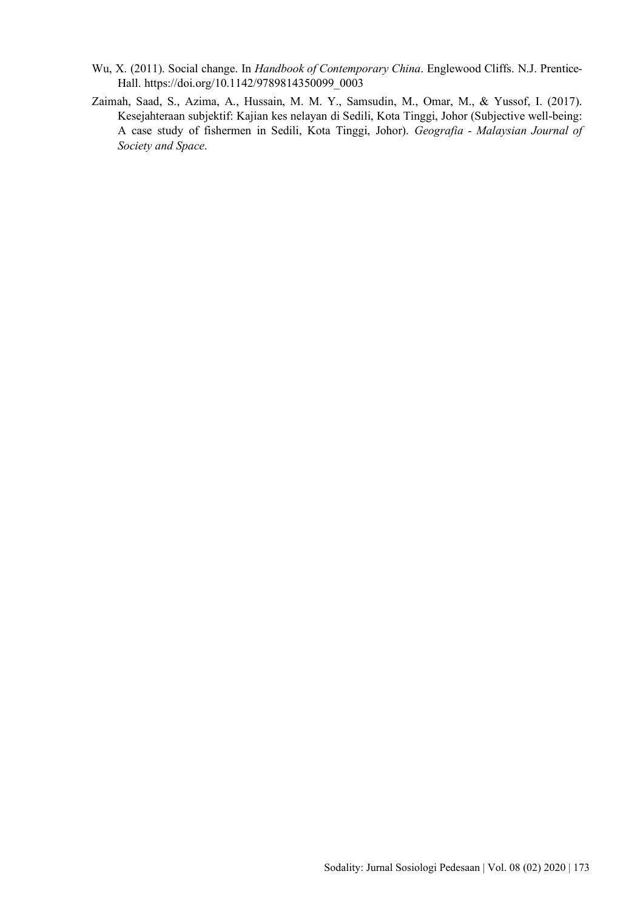Wu, X. (2011). Social change. In *Handbook of Contemporary China*. Englewood Cliffs. N.J. Prentice-Hall. https://doi.org/10.1142/9789814350099_0003

Zaimah, Saad, S., Azima, A., Hussain, M. M. Y., Samsudin, M., Omar, M., & Yussof, I. (2017). Kesejahteraan subjektif: Kajian kes nelayan di Sedili, Kota Tinggi, Johor (Subjective well-being: A case study of fishermen in Sedili, Kota Tinggi, Johor). *Geografia - Malaysian Journal of Society and Space*.